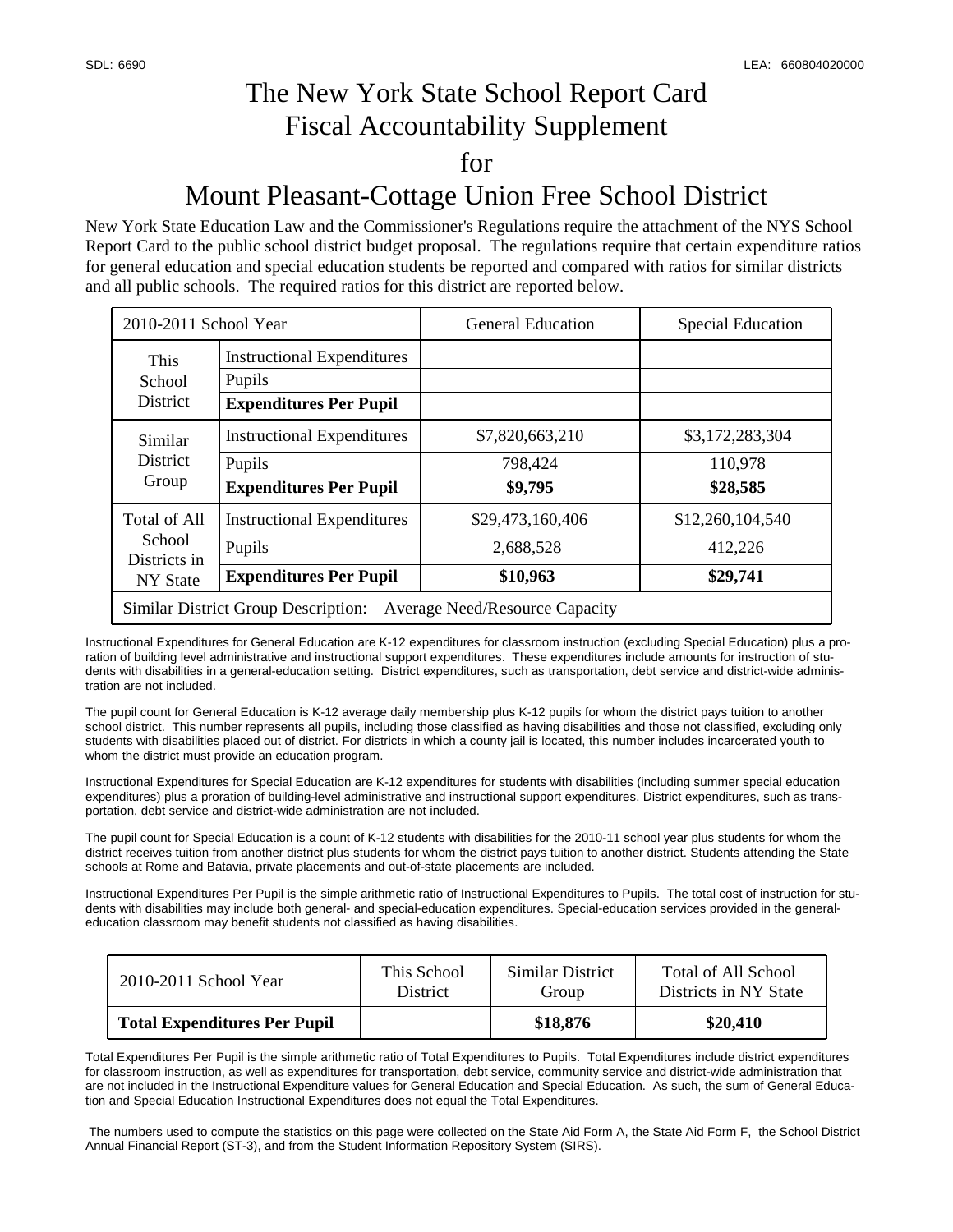# The New York State School Report Card Fiscal Accountability Supplement for Mount Pleasant-Cottage Union Free School District

New York State Education Law and the Commissioner's Regulations require the attachment of the NYS School Report Card to the public school district budget proposal. The regulations require that certain expenditure ratios for general education and special education students be reported and compared with ratios for similar districts and all public schools. The required ratios for this district are reported below.

| 2010-2011 School Year | | General Education | Special Education |
|---|---|---|---|
| This School District | Instructional Expenditures | | |
| | Pupils | | |
| | **Expenditures Per Pupil** | | |
| Similar District Group | Instructional Expenditures | $7,820,663,210 | $3,172,283,304 |
| | Pupils | 798,424 | 110,978 |
| | **Expenditures Per Pupil** | **$9,795** | **$28,585** |
| Total of All School Districts in NY State | Instructional Expenditures | $29,473,160,406 | $12,260,104,540 |
| | Pupils | 2,688,528 | 412,226 |
| | **Expenditures Per Pupil** | **$10,963** | **$29,741** |
| Similar District Group Description: Average Need/Resource Capacity | | | |

Instructional Expenditures for General Education are K-12 expenditures for classroom instruction (excluding Special Education) plus a proration of building level administrative and instructional support expenditures. These expenditures include amounts for instruction of students with disabilities in a general-education setting. District expenditures, such as transportation, debt service and district-wide administration are not included.

The pupil count for General Education is K-12 average daily membership plus K-12 pupils for whom the district pays tuition to another school district. This number represents all pupils, including those classified as having disabilities and those not classified, excluding only students with disabilities placed out of district. For districts in which a county jail is located, this number includes incarcerated youth to whom the district must provide an education program.

Instructional Expenditures for Special Education are K-12 expenditures for students with disabilities (including summer special education expenditures) plus a proration of building-level administrative and instructional support expenditures. District expenditures, such as transportation, debt service and district-wide administration are not included.

The pupil count for Special Education is a count of K-12 students with disabilities for the 2010-11 school year plus students for whom the district receives tuition from another district plus students for whom the district pays tuition to another district. Students attending the State schools at Rome and Batavia, private placements and out-of-state placements are included.

Instructional Expenditures Per Pupil is the simple arithmetic ratio of Instructional Expenditures to Pupils. The total cost of instruction for students with disabilities may include both general- and special-education expenditures. Special-education services provided in the general-education classroom may benefit students not classified as having disabilities.

| 2010-2011 School Year | This School District | Similar District Group | Total of All School Districts in NY State |
|---|---|---|---|
| **Total Expenditures Per Pupil** | | **$18,876** | **$20,410** |

Total Expenditures Per Pupil is the simple arithmetic ratio of Total Expenditures to Pupils. Total Expenditures include district expenditures for classroom instruction, as well as expenditures for transportation, debt service, community service and district-wide administration that are not included in the Instructional Expenditure values for General Education and Special Education. As such, the sum of General Education and Special Education Instructional Expenditures does not equal the Total Expenditures.

The numbers used to compute the statistics on this page were collected on the State Aid Form A, the State Aid Form F, the School District Annual Financial Report (ST-3), and from the Student Information Repository System (SIRS).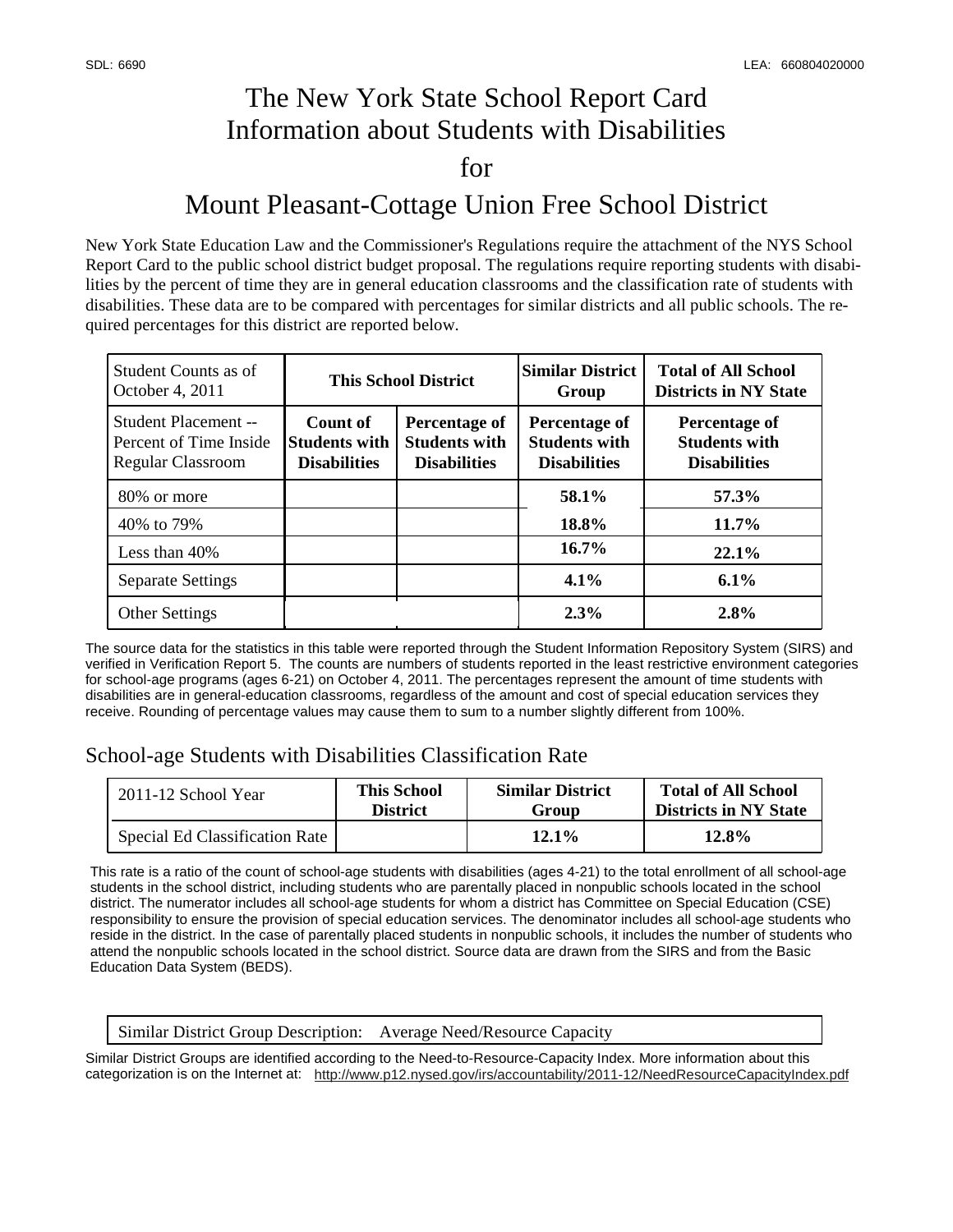SDL: 6690 LEA: 660804020000

# The New York State School Report Card Information about Students with Disabilities for Mount Pleasant-Cottage Union Free School District

New York State Education Law and the Commissioner's Regulations require the attachment of the NYS School Report Card to the public school district budget proposal. The regulations require reporting students with disabilities by the percent of time they are in general education classrooms and the classification rate of students with disabilities. These data are to be compared with percentages for similar districts and all public schools. The required percentages for this district are reported below.

| Student Counts as of October 4, 2011 | This School District | | Similar District Group | Total of All School Districts in NY State |
|---|---|---|---|---|
| Student Placement -- Percent of Time Inside Regular Classroom | Count of Students with Disabilities | Percentage of Students with Disabilities | Percentage of Students with Disabilities | Percentage of Students with Disabilities |
| 80% or more | | | **58.1%** | **57.3%** |
| 40% to 79% | | | **18.8%** | **11.7%** |
| Less than 40% | | | **16.7%** | **22.1%** |
| Separate Settings | | | **4.1%** | **6.1%** |
| Other Settings | | | **2.3%** | **2.8%** |

The source data for the statistics in this table were reported through the Student Information Repository System (SIRS) and verified in Verification Report 5. The counts are numbers of students reported in the least restrictive environment categories for school-age programs (ages 6-21) on October 4, 2011. The percentages represent the amount of time students with disabilities are in general-education classrooms, regardless of the amount and cost of special education services they receive. Rounding of percentage values may cause them to sum to a number slightly different from 100%.

## School-age Students with Disabilities Classification Rate

| 2011-12 School Year | This School District | Similar District Group | Total of All School Districts in NY State |
|---|---|---|---|
| Special Ed Classification Rate | | **12.1%** | **12.8%** |

This rate is a ratio of the count of school-age students with disabilities (ages 4-21) to the total enrollment of all school-age students in the school district, including students who are parentally placed in nonpublic schools located in the school district. The numerator includes all school-age students for whom a district has Committee on Special Education (CSE) responsibility to ensure the provision of special education services. The denominator includes all school-age students who reside in the district. In the case of parentally placed students in nonpublic schools, it includes the number of students who attend the nonpublic schools located in the school district. Source data are drawn from the SIRS and from the Basic Education Data System (BEDS).

Similar District Group Description: Average Need/Resource Capacity

Similar District Groups are identified according to the Need-to-Resource-Capacity Index. More information about this categorization is on the Internet at: http://www.p12.nysed.gov/irs/accountability/2011-12/NeedResourceCapacityIndex.pdf